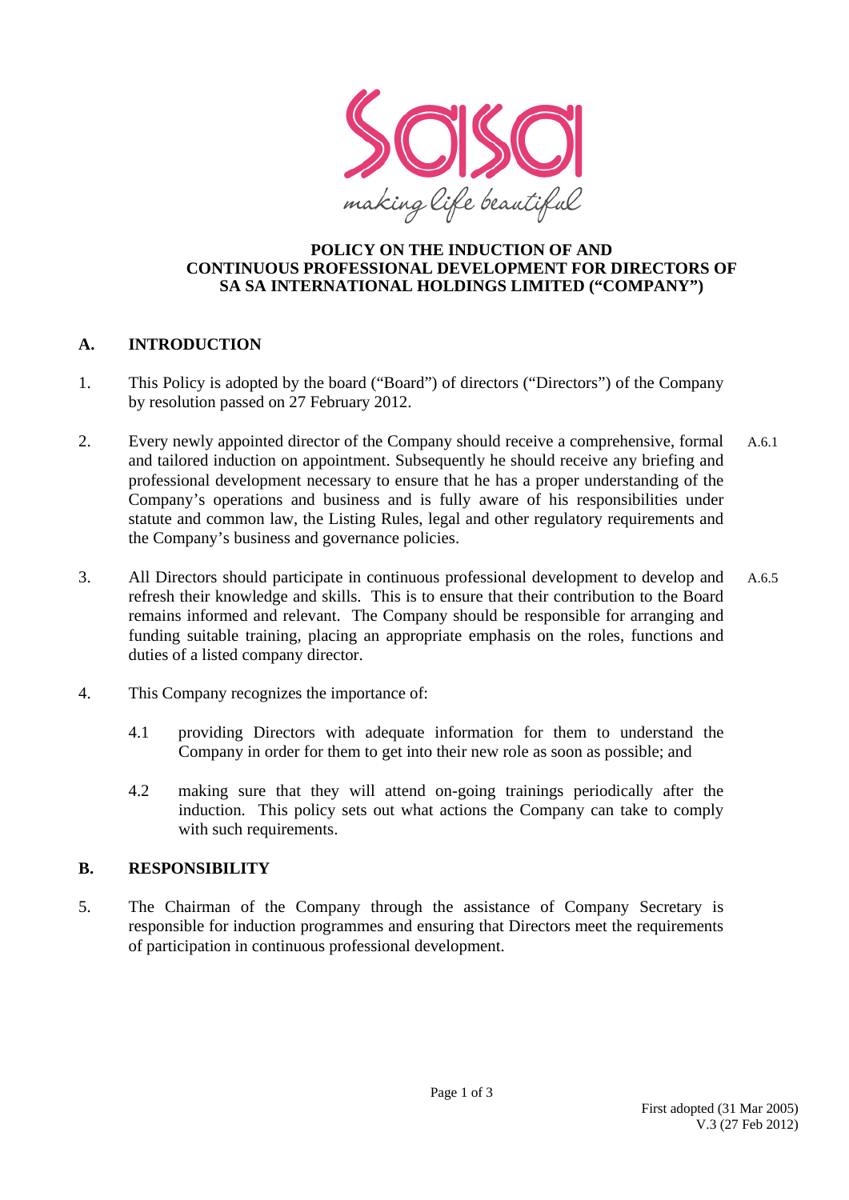# POLICY ON THE INDUCTION OF AND CONTINUOUS PROFESSIONAL DEVELOPMENT FOR DIRECTORS OF SA SA INTERNATIONAL HOLDINGS LIMITED ("COMPANY")

## A. INTRODUCTION

1. This Policy is adopted by the board ("Board") of directors ("Directors") of the Company by resolution passed on 27 February 2012.

2. Every newly appointed director of the Company should receive a comprehensive, formal and tailored induction on appointment. Subsequently he should receive any briefing and professional development necessary to ensure that he has a proper understanding of the Company's operations and business and is fully aware of his responsibilities under statute and common law, the Listing Rules, legal and other regulatory requirements and the Company's business and governance policies. (A.6.1)

3. All Directors should participate in continuous professional development to develop and refresh their knowledge and skills. This is to ensure that their contribution to the Board remains informed and relevant. The Company should be responsible for arranging and funding suitable training, placing an appropriate emphasis on the roles, functions and duties of a listed company director. (A.6.5)

4. This Company recognizes the importance of:

   4.1 providing Directors with adequate information for them to understand the Company in order for them to get into their new role as soon as possible; and

   4.2 making sure that they will attend on-going trainings periodically after the induction. This policy sets out what actions the Company can take to comply with such requirements.

## B. RESPONSIBILITY

5. The Chairman of the Company through the assistance of Company Secretary is responsible for induction programmes and ensuring that Directors meet the requirements of participation in continuous professional development.

First adopted (31 Mar 2005)
V.3 (27 Feb 2012)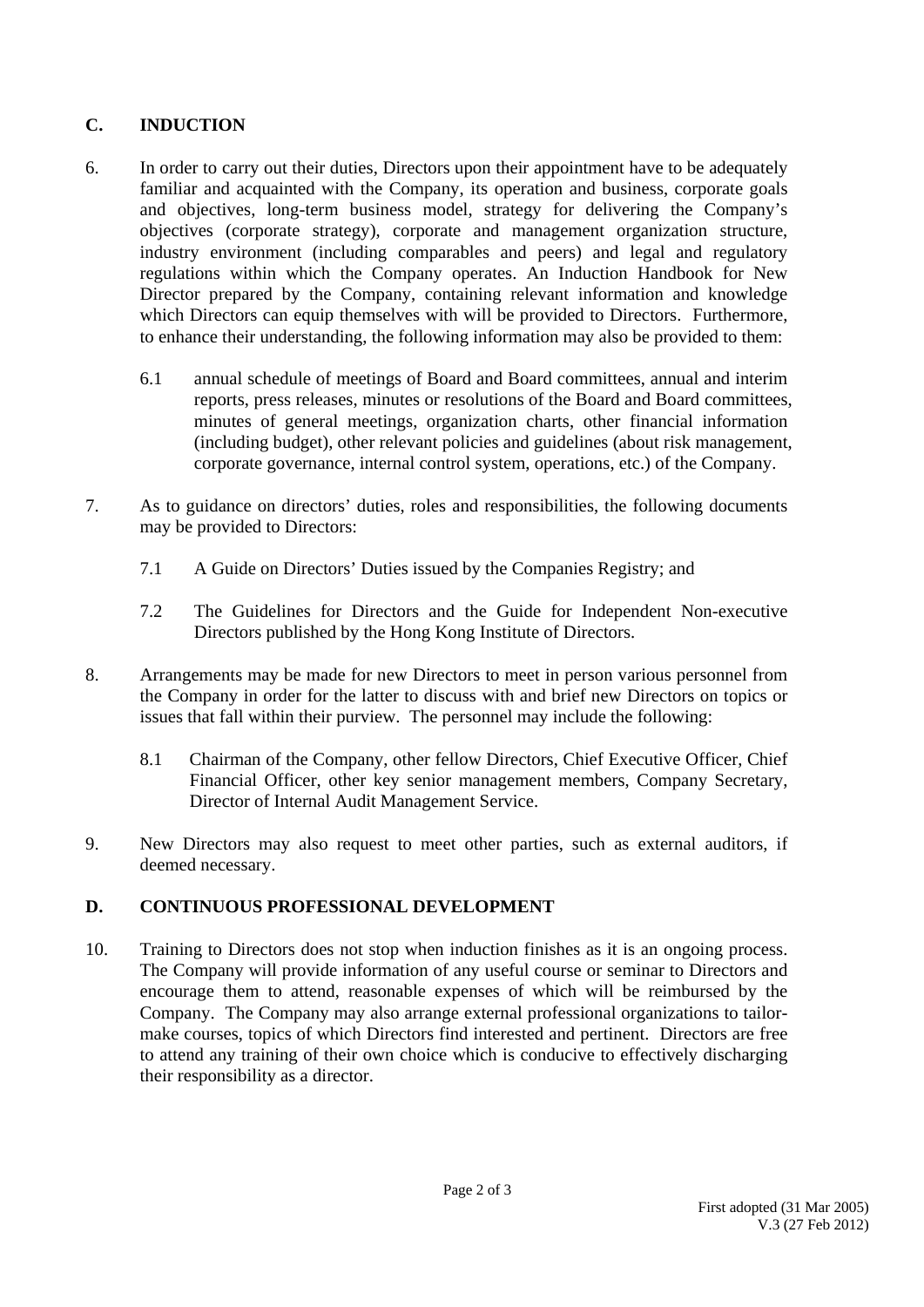## C. INDUCTION

6. In order to carry out their duties, Directors upon their appointment have to be adequately familiar and acquainted with the Company, its operation and business, corporate goals and objectives, long-term business model, strategy for delivering the Company's objectives (corporate strategy), corporate and management organization structure, industry environment (including comparables and peers) and legal and regulatory regulations within which the Company operates. An Induction Handbook for New Director prepared by the Company, containing relevant information and knowledge which Directors can equip themselves with will be provided to Directors. Furthermore, to enhance their understanding, the following information may also be provided to them:

   6.1 annual schedule of meetings of Board and Board committees, annual and interim reports, press releases, minutes or resolutions of the Board and Board committees, minutes of general meetings, organization charts, other financial information (including budget), other relevant policies and guidelines (about risk management, corporate governance, internal control system, operations, etc.) of the Company.

7. As to guidance on directors' duties, roles and responsibilities, the following documents may be provided to Directors:

   7.1 A Guide on Directors' Duties issued by the Companies Registry; and

   7.2 The Guidelines for Directors and the Guide for Independent Non-executive Directors published by the Hong Kong Institute of Directors.

8. Arrangements may be made for new Directors to meet in person various personnel from the Company in order for the latter to discuss with and brief new Directors on topics or issues that fall within their purview. The personnel may include the following:

   8.1 Chairman of the Company, other fellow Directors, Chief Executive Officer, Chief Financial Officer, other key senior management members, Company Secretary, Director of Internal Audit Management Service.

9. New Directors may also request to meet other parties, such as external auditors, if deemed necessary.

## D. CONTINUOUS PROFESSIONAL DEVELOPMENT

10. Training to Directors does not stop when induction finishes as it is an ongoing process. The Company will provide information of any useful course or seminar to Directors and encourage them to attend, reasonable expenses of which will be reimbursed by the Company. The Company may also arrange external professional organizations to tailor-make courses, topics of which Directors find interested and pertinent. Directors are free to attend any training of their own choice which is conducive to effectively discharging their responsibility as a director.

First adopted (31 Mar 2005)
V.3 (27 Feb 2012)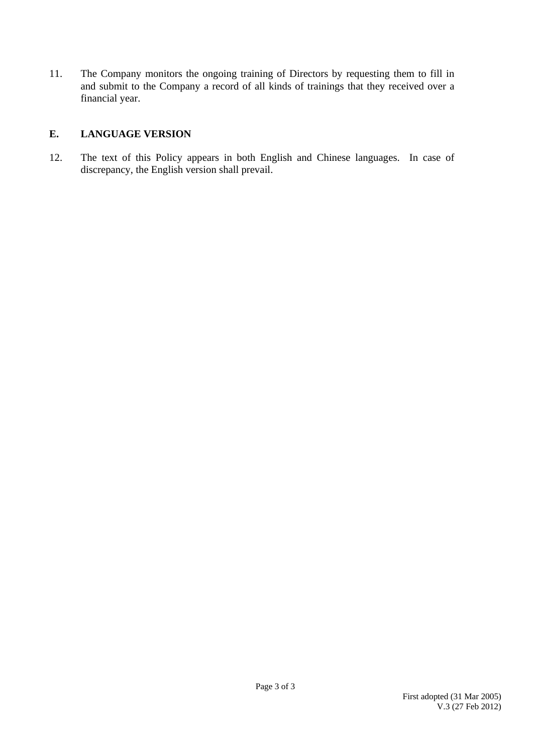11. The Company monitors the ongoing training of Directors by requesting them to fill in and submit to the Company a record of all kinds of trainings that they received over a financial year.

## E. LANGUAGE VERSION

12. The text of this Policy appears in both English and Chinese languages. In case of discrepancy, the English version shall prevail.

First adopted (31 Mar 2005)
V.3 (27 Feb 2012)